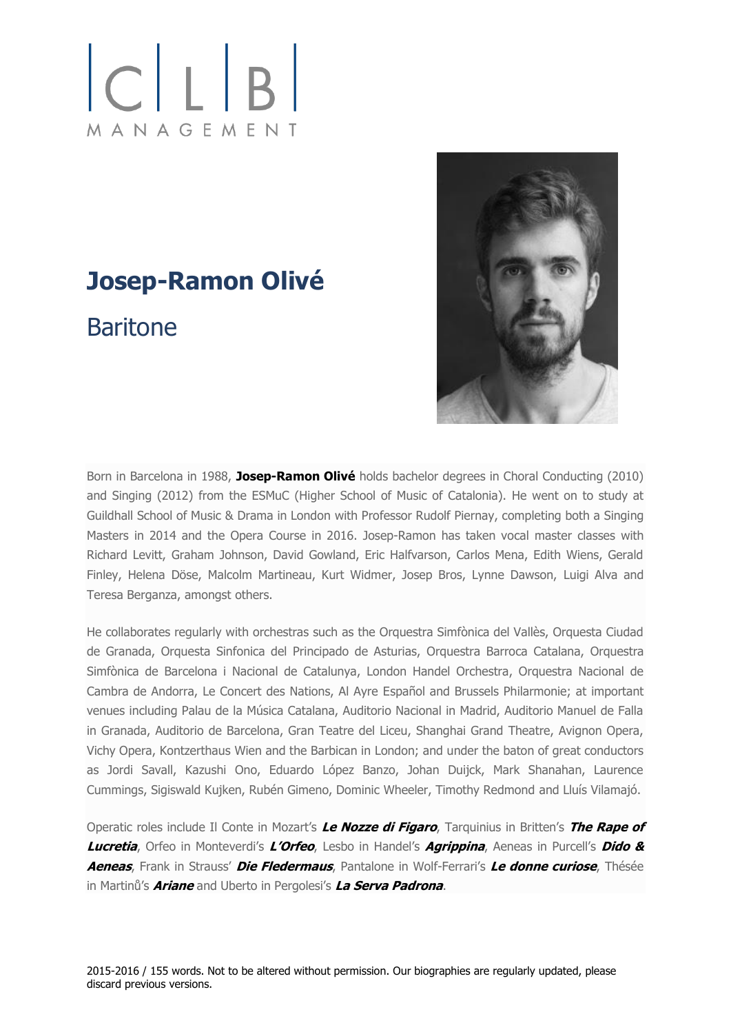C | L | B
MANAGEMENT

# Josep-Ramon Olivé

## Baritone

Born in Barcelona in 1988, **Josep-Ramon Olivé** holds bachelor degrees in Choral Conducting (2010) and Singing (2012) from the ESMuC (Higher School of Music of Catalonia). He went on to study at Guildhall School of Music & Drama in London with Professor Rudolf Piernay, completing both a Singing Masters in 2014 and the Opera Course in 2016. Josep-Ramon has taken vocal master classes with Richard Levitt, Graham Johnson, David Gowland, Eric Halfvarson, Carlos Mena, Edith Wiens, Gerald Finley, Helena Döse, Malcolm Martineau, Kurt Widmer, Josep Bros, Lynne Dawson, Luigi Alva and Teresa Berganza, amongst others.

He collaborates regularly with orchestras such as the Orquestra Simfònica del Vallès, Orquesta Ciudad de Granada, Orquesta Sinfonica del Principado de Asturias, Orquestra Barroca Catalana, Orquestra Simfònica de Barcelona i Nacional de Catalunya, London Handel Orchestra, Orquestra Nacional de Cambra de Andorra, Le Concert des Nations, Al Ayre Español and Brussels Philarmonie; at important venues including Palau de la Música Catalana, Auditorio Nacional in Madrid, Auditorio Manuel de Falla in Granada, Auditorio de Barcelona, Gran Teatre del Liceu, Shanghai Grand Theatre, Avignon Opera, Vichy Opera, Kontzerthaus Wien and the Barbican in London; and under the baton of great conductors as Jordi Savall, Kazushi Ono, Eduardo López Banzo, Johan Duijck, Mark Shanahan, Laurence Cummings, Sigiswald Kujken, Rubén Gimeno, Dominic Wheeler, Timothy Redmond and Lluís Vilamajó.

Operatic roles include Il Conte in Mozart's ***Le Nozze di Figaro***, Tarquinius in Britten's ***The Rape of Lucretia***, Orfeo in Monteverdi's ***L'Orfeo***, Lesbo in Handel's ***Agrippina***, Aeneas in Purcell's ***Dido & Aeneas***, Frank in Strauss' ***Die Fledermaus***, Pantalone in Wolf-Ferrari's ***Le donne curiose***, Thésée in Martinů's ***Ariane*** and Uberto in Pergolesi's ***La Serva Padrona***.

2015-2016 / 155 words. Not to be altered without permission. Our biographies are regularly updated, please discard previous versions.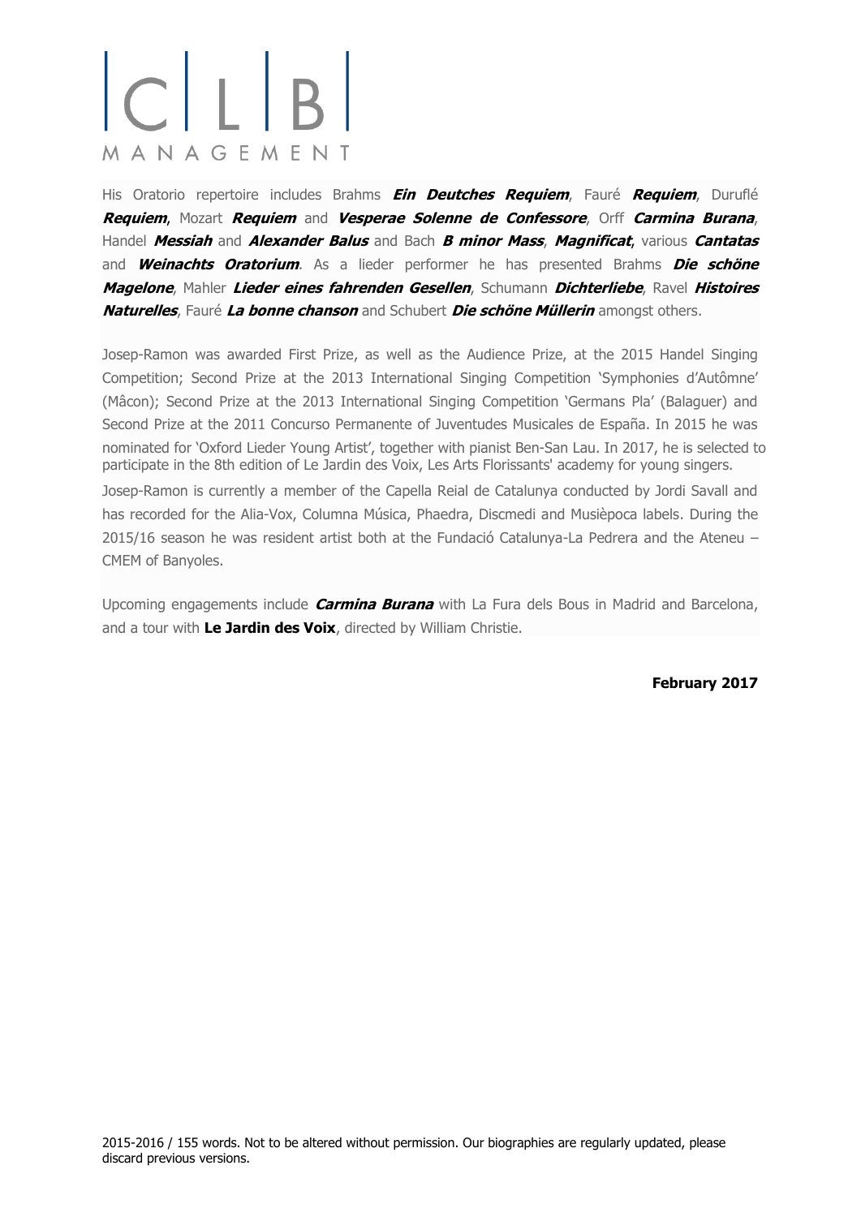His Oratorio repertoire includes Brahms ***Ein Deutches Requiem***, Fauré ***Requiem***, Duruflé ***Requiem***, Mozart ***Requiem*** and ***Vesperae Solenne de Confessore***, Orff ***Carmina Burana***, Handel ***Messiah*** and ***Alexander Balus*** and Bach ***B minor Mass***, ***Magnificat***, various ***Cantatas*** and ***Weinachts Oratorium***. As a lieder performer he has presented Brahms ***Die schöne Magelone***, Mahler ***Lieder eines fahrenden Gesellen***, Schumann ***Dichterliebe***, Ravel ***Histoires Naturelles***, Fauré ***La bonne chanson*** and Schubert ***Die schöne Müllerin*** amongst others.

Josep-Ramon was awarded First Prize, as well as the Audience Prize, at the 2015 Handel Singing Competition; Second Prize at the 2013 International Singing Competition 'Symphonies d'Autômne' (Mâcon); Second Prize at the 2013 International Singing Competition 'Germans Pla' (Balaguer) and Second Prize at the 2011 Concurso Permanente of Juventudes Musicales de España. In 2015 he was nominated for 'Oxford Lieder Young Artist', together with pianist Ben-San Lau. In 2017, he is selected to participate in the 8th edition of Le Jardin des Voix, Les Arts Florissants' academy for young singers.

Josep-Ramon is currently a member of the Capella Reial de Catalunya conducted by Jordi Savall and has recorded for the Alia-Vox, Columna Música, Phaedra, Discmedi and Musièpoca labels. During the 2015/16 season he was resident artist both at the Fundació Catalunya-La Pedrera and the Ateneu – CMEM of Banyoles.

Upcoming engagements include ***Carmina Burana*** with La Fura dels Bous in Madrid and Barcelona, and a tour with **Le Jardin des Voix**, directed by William Christie.

**February 2017**

2015-2016 / 155 words. Not to be altered without permission. Our biographies are regularly updated, please discard previous versions.